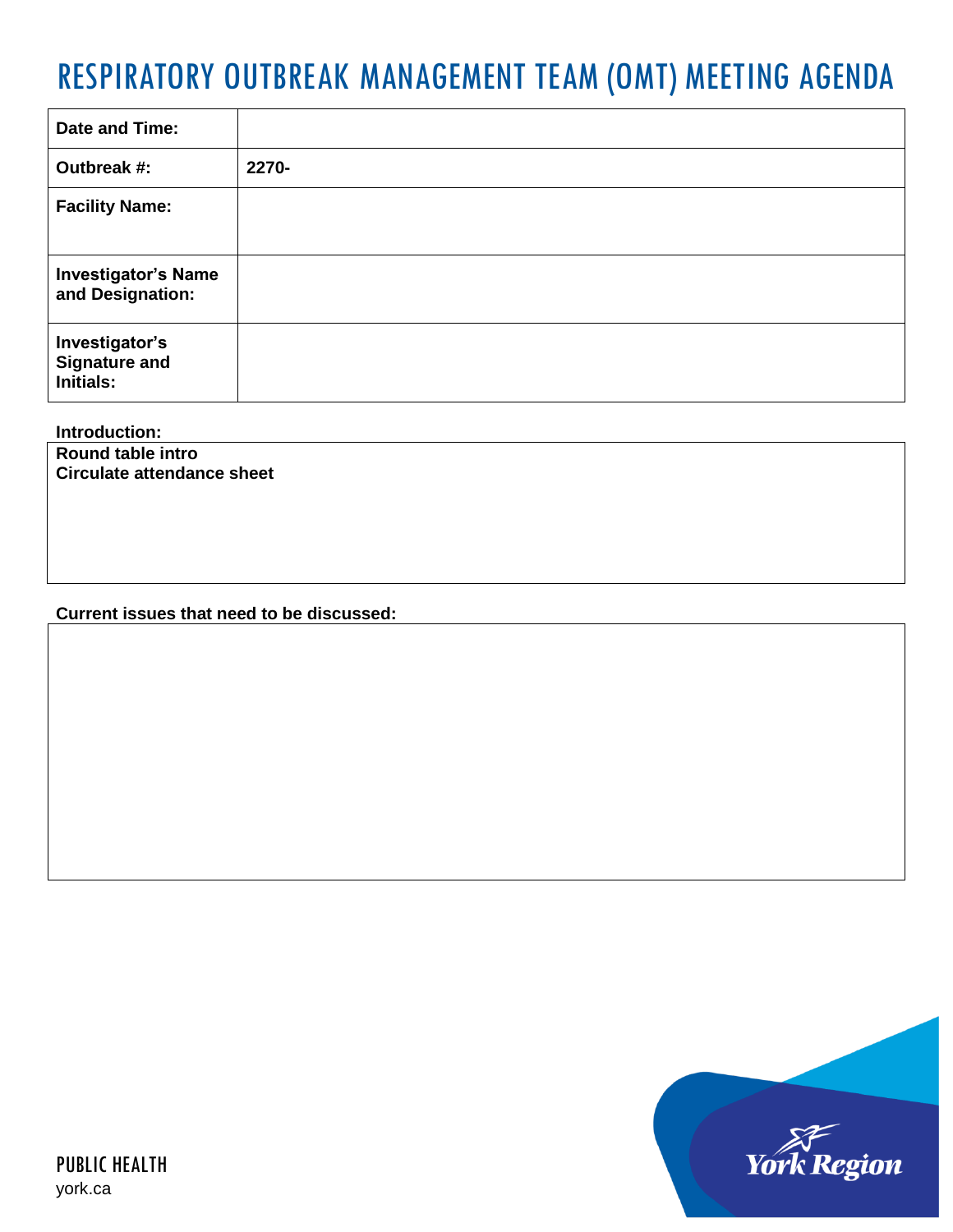# RESPIRATORY OUTBREAK MANAGEMENT TEAM (OMT) MEETING AGENDA

| | |
|---|---|
| **Date and Time:** | |
| **Outbreak #:** | **2270-** |
| **Facility Name:** | |
| **Investigator's Name and Designation:** | |
| **Investigator's Signature and Initials:** | |

**Introduction:**

**Round table intro**
**Circulate attendance sheet**

**Current issues that need to be discussed:**

PUBLIC HEALTH
york.ca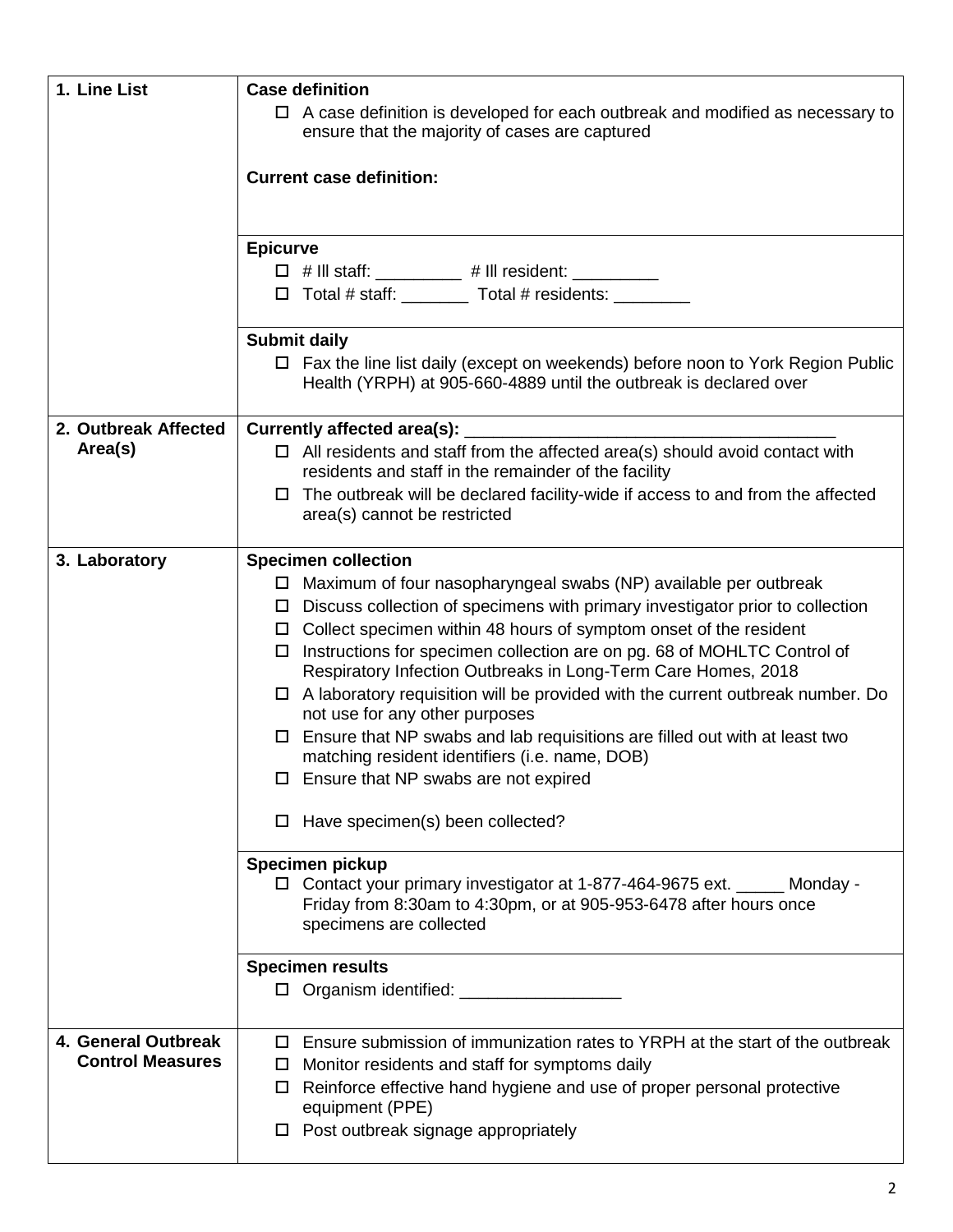| | |
|---|---|
| **1. Line List** | **Case definition**<br>☐ A case definition is developed for each outbreak and modified as necessary to ensure that the majority of cases are captured<br><br>**Current case definition:** |
| | **Epicurve**<br>☐ # Ill staff: _________ # Ill resident: _________<br>☐ Total # staff: _______ Total # residents: ________ |
| | **Submit daily**<br>☐ Fax the line list daily (except on weekends) before noon to York Region Public Health (YRPH) at 905-660-4889 until the outbreak is declared over |
| **2. Outbreak Affected Area(s)** | **Currently affected area(s):** _______________________________________<br>☐ All residents and staff from the affected area(s) should avoid contact with residents and staff in the remainder of the facility<br>☐ The outbreak will be declared facility-wide if access to and from the affected area(s) cannot be restricted |
| **3. Laboratory** | **Specimen collection**<br>☐ Maximum of four nasopharyngeal swabs (NP) available per outbreak<br>☐ Discuss collection of specimens with primary investigator prior to collection<br>☐ Collect specimen within 48 hours of symptom onset of the resident<br>☐ Instructions for specimen collection are on pg. 68 of MOHLTC Control of Respiratory Infection Outbreaks in Long-Term Care Homes, 2018<br>☐ A laboratory requisition will be provided with the current outbreak number. Do not use for any other purposes<br>☐ Ensure that NP swabs and lab requisitions are filled out with at least two matching resident identifiers (i.e. name, DOB)<br>☐ Ensure that NP swabs are not expired<br><br>☐ Have specimen(s) been collected? |
| | **Specimen pickup**<br>☐ Contact your primary investigator at 1-877-464-9675 ext. _____ Monday - Friday from 8:30am to 4:30pm, or at 905-953-6478 after hours once specimens are collected |
| | **Specimen results**<br>☐ Organism identified: _________________ |
| **4. General Outbreak Control Measures** | ☐ Ensure submission of immunization rates to YRPH at the start of the outbreak<br>☐ Monitor residents and staff for symptoms daily<br>☐ Reinforce effective hand hygiene and use of proper personal protective equipment (PPE)<br>☐ Post outbreak signage appropriately |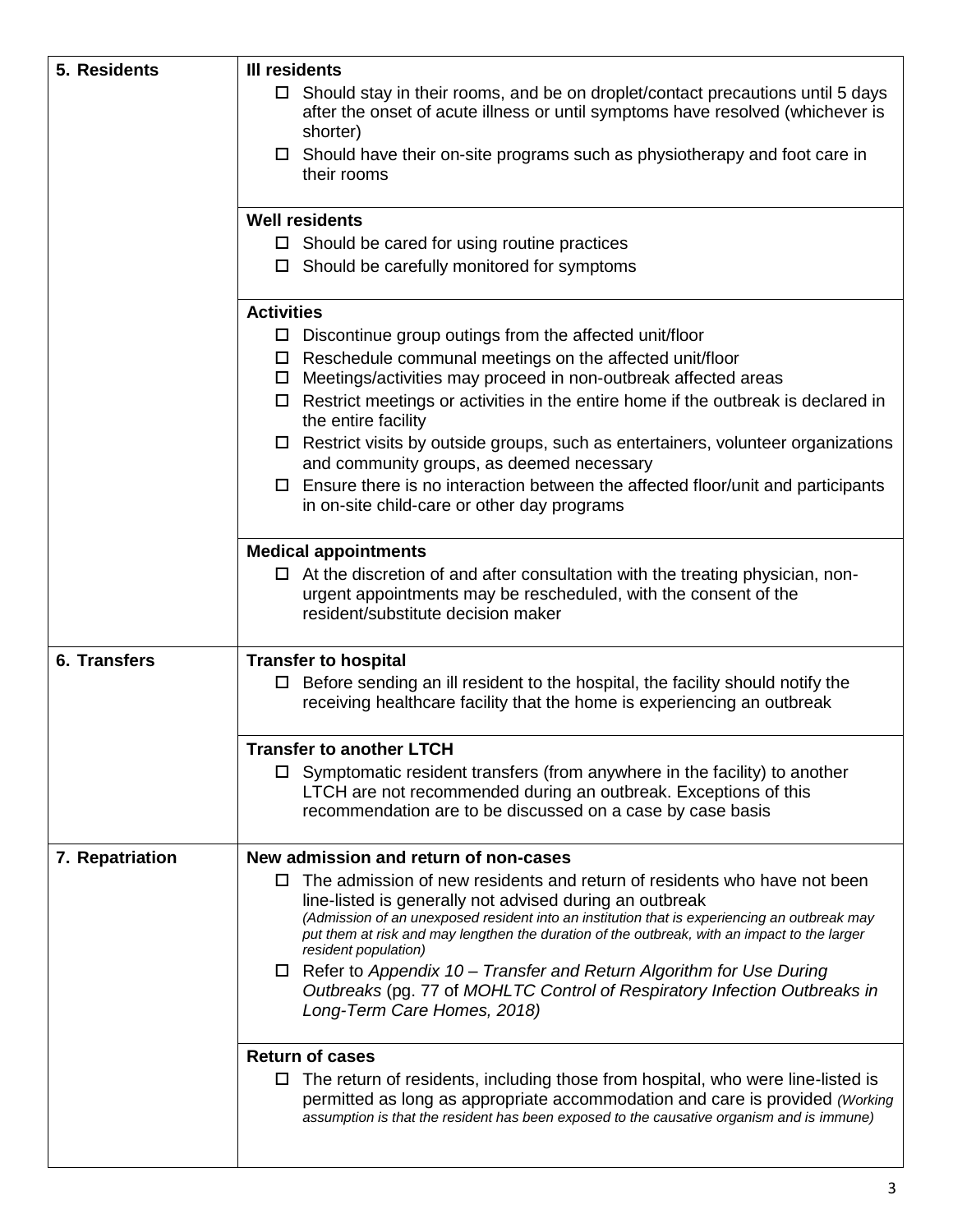| | |
|---|---|
| **5. Residents** | **Ill residents**<br>☐ Should stay in their rooms, and be on droplet/contact precautions until 5 days after the onset of acute illness or until symptoms have resolved (whichever is shorter)<br>☐ Should have their on-site programs such as physiotherapy and foot care in their rooms |
| | **Well residents**<br>☐ Should be cared for using routine practices<br>☐ Should be carefully monitored for symptoms |
| | **Activities**<br>☐ Discontinue group outings from the affected unit/floor<br>☐ Reschedule communal meetings on the affected unit/floor<br>☐ Meetings/activities may proceed in non-outbreak affected areas<br>☐ Restrict meetings or activities in the entire home if the outbreak is declared in the entire facility<br>☐ Restrict visits by outside groups, such as entertainers, volunteer organizations and community groups, as deemed necessary<br>☐ Ensure there is no interaction between the affected floor/unit and participants in on-site child-care or other day programs |
| | **Medical appointments**<br>☐ At the discretion of and after consultation with the treating physician, non-urgent appointments may be rescheduled, with the consent of the resident/substitute decision maker |
| **6. Transfers** | **Transfer to hospital**<br>☐ Before sending an ill resident to the hospital, the facility should notify the receiving healthcare facility that the home is experiencing an outbreak |
| | **Transfer to another LTCH**<br>☐ Symptomatic resident transfers (from anywhere in the facility) to another LTCH are not recommended during an outbreak. Exceptions of this recommendation are to be discussed on a case by case basis |
| **7. Repatriation** | **New admission and return of non-cases**<br>☐ The admission of new residents and return of residents who have not been line-listed is generally not advised during an outbreak *(Admission of an unexposed resident into an institution that is experiencing an outbreak may put them at risk and may lengthen the duration of the outbreak, with an impact to the larger resident population)*<br>☐ Refer to *Appendix 10 – Transfer and Return Algorithm for Use During Outbreaks* (pg. 77 of *MOHLTC Control of Respiratory Infection Outbreaks in Long-Term Care Homes, 2018)* |
| | **Return of cases**<br>☐ The return of residents, including those from hospital, who were line-listed is permitted as long as appropriate accommodation and care is provided *(Working assumption is that the resident has been exposed to the causative organism and is immune)* |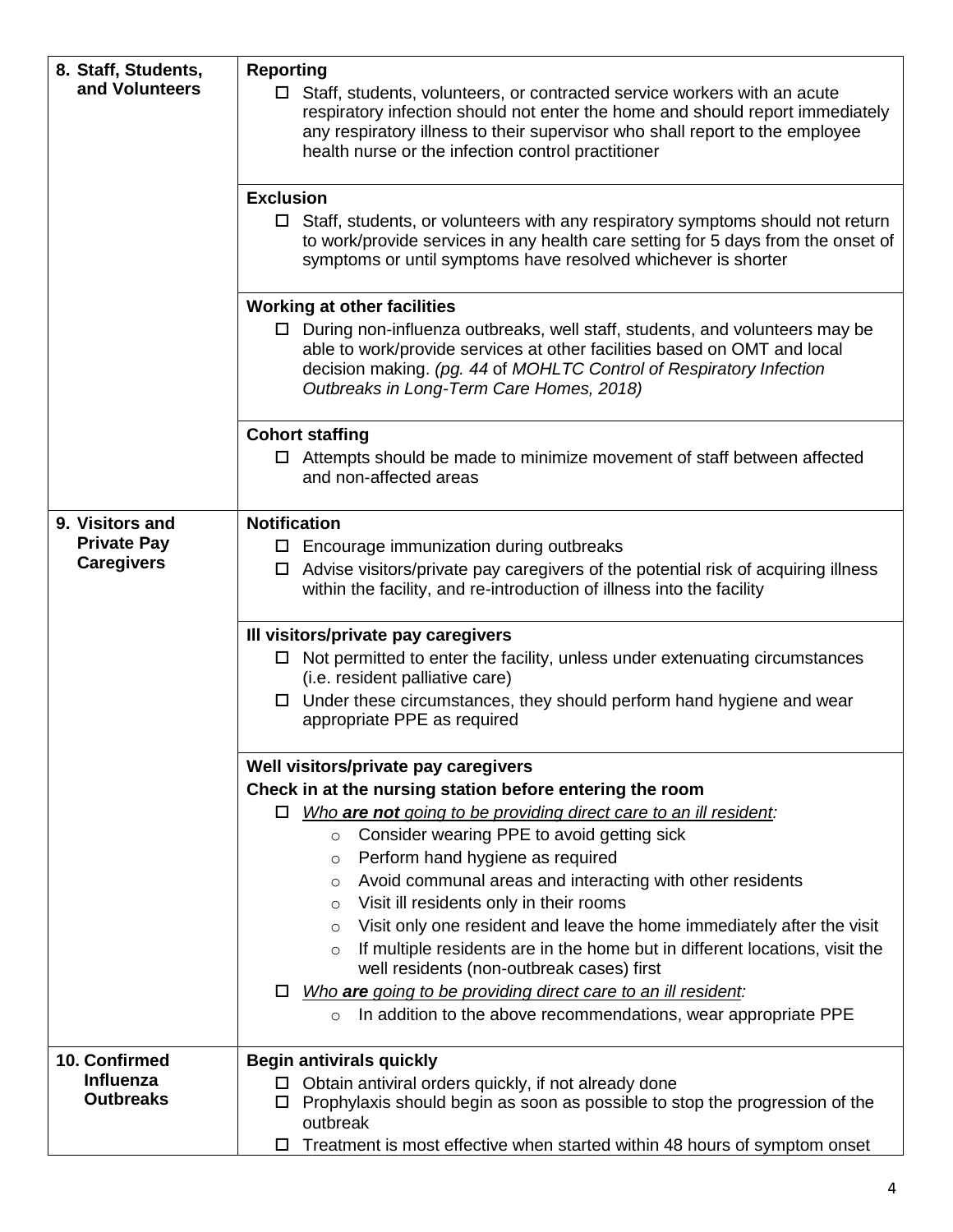| | |
|---|---|
| **8. Staff, Students, and Volunteers** | **Reporting**<br>☐ Staff, students, volunteers, or contracted service workers with an acute respiratory infection should not enter the home and should report immediately any respiratory illness to their supervisor who shall report to the employee health nurse or the infection control practitioner |
| | **Exclusion**<br>☐ Staff, students, or volunteers with any respiratory symptoms should not return to work/provide services in any health care setting for 5 days from the onset of symptoms or until symptoms have resolved whichever is shorter |
| | **Working at other facilities**<br>☐ During non-influenza outbreaks, well staff, students, and volunteers may be able to work/provide services at other facilities based on OMT and local decision making. *(pg. 44* of *MOHLTC Control of Respiratory Infection Outbreaks in Long-Term Care Homes, 2018)* |
| | **Cohort staffing**<br>☐ Attempts should be made to minimize movement of staff between affected and non-affected areas |
| **9. Visitors and Private Pay Caregivers** | **Notification**<br>☐ Encourage immunization during outbreaks<br>☐ Advise visitors/private pay caregivers of the potential risk of acquiring illness within the facility, and re-introduction of illness into the facility |
| | **Ill visitors/private pay caregivers**<br>☐ Not permitted to enter the facility, unless under extenuating circumstances (i.e. resident palliative care)<br>☐ Under these circumstances, they should perform hand hygiene and wear appropriate PPE as required |
| | **Well visitors/private pay caregivers**<br>**Check in at the nursing station before entering the room**<br>☐ *Who **are not** going to be providing direct care to an ill resident:*<br>○ Consider wearing PPE to avoid getting sick<br>○ Perform hand hygiene as required<br>○ Avoid communal areas and interacting with other residents<br>○ Visit ill residents only in their rooms<br>○ Visit only one resident and leave the home immediately after the visit<br>○ If multiple residents are in the home but in different locations, visit the well residents (non-outbreak cases) first<br>☐ *Who **are** going to be providing direct care to an ill resident:*<br>○ In addition to the above recommendations, wear appropriate PPE |
| **10. Confirmed Influenza Outbreaks** | **Begin antivirals quickly**<br>☐ Obtain antiviral orders quickly, if not already done<br>☐ Prophylaxis should begin as soon as possible to stop the progression of the outbreak<br>☐ Treatment is most effective when started within 48 hours of symptom onset |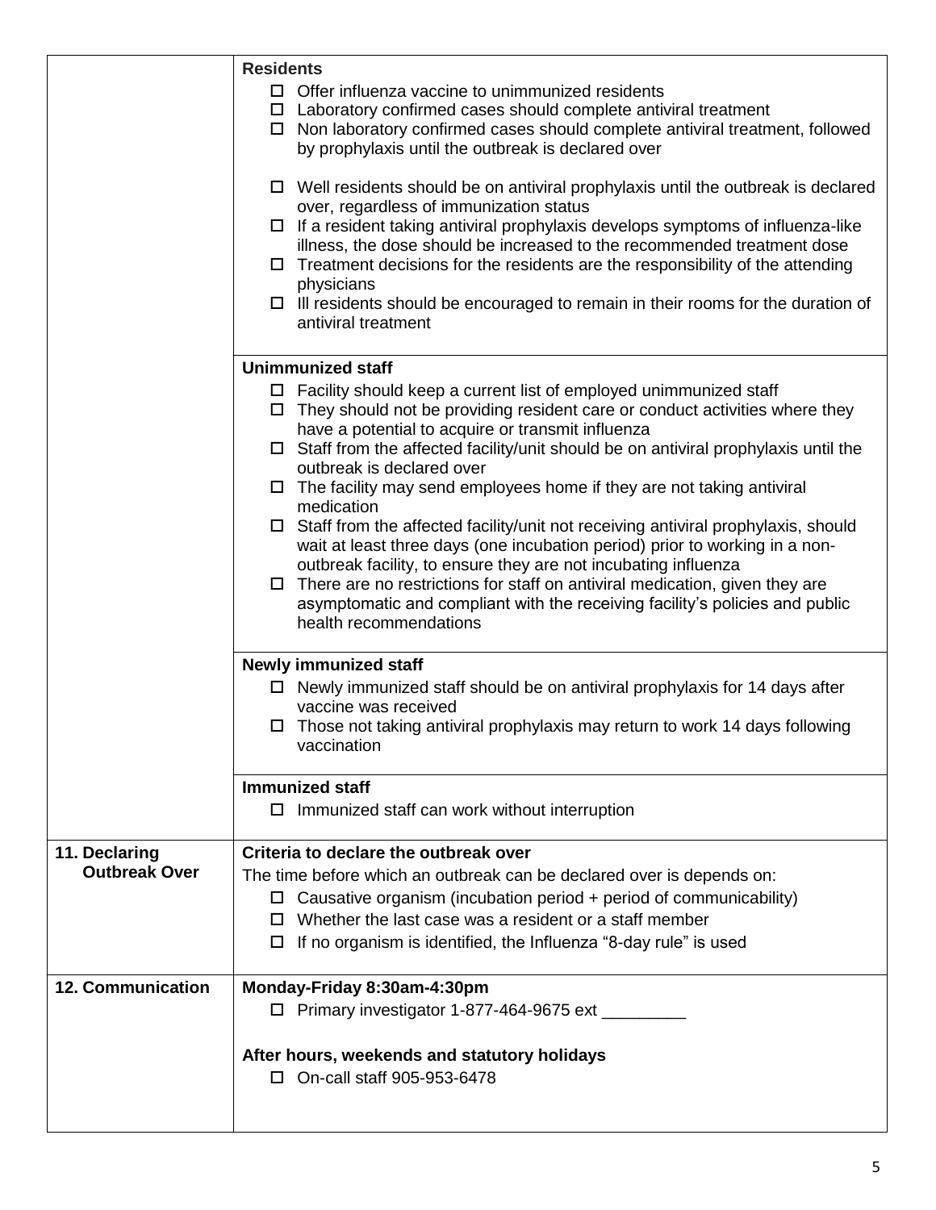| | |
|---|---|
| | **Residents**<br>☐ Offer influenza vaccine to unimmunized residents<br>☐ Laboratory confirmed cases should complete antiviral treatment<br>☐ Non laboratory confirmed cases should complete antiviral treatment, followed by prophylaxis until the outbreak is declared over<br>☐ Well residents should be on antiviral prophylaxis until the outbreak is declared over, regardless of immunization status<br>☐ If a resident taking antiviral prophylaxis develops symptoms of influenza-like illness, the dose should be increased to the recommended treatment dose<br>☐ Treatment decisions for the residents are the responsibility of the attending physicians<br>☐ Ill residents should be encouraged to remain in their rooms for the duration of antiviral treatment |
| | **Unimmunized staff**<br>☐ Facility should keep a current list of employed unimmunized staff<br>☐ They should not be providing resident care or conduct activities where they have a potential to acquire or transmit influenza<br>☐ Staff from the affected facility/unit should be on antiviral prophylaxis until the outbreak is declared over<br>☐ The facility may send employees home if they are not taking antiviral medication<br>☐ Staff from the affected facility/unit not receiving antiviral prophylaxis, should wait at least three days (one incubation period) prior to working in a non-outbreak facility, to ensure they are not incubating influenza<br>☐ There are no restrictions for staff on antiviral medication, given they are asymptomatic and compliant with the receiving facility's policies and public health recommendations |
| | **Newly immunized staff**<br>☐ Newly immunized staff should be on antiviral prophylaxis for 14 days after vaccine was received<br>☐ Those not taking antiviral prophylaxis may return to work 14 days following vaccination |
| | **Immunized staff**<br>☐ Immunized staff can work without interruption |
| **11. Declaring Outbreak Over** | **Criteria to declare the outbreak over**<br>The time before which an outbreak can be declared over is depends on:<br>☐ Causative organism (incubation period + period of communicability)<br>☐ Whether the last case was a resident or a staff member<br>☐ If no organism is identified, the Influenza "8-day rule" is used |
| **12. Communication** | **Monday-Friday 8:30am-4:30pm**<br>☐ Primary investigator 1-877-464-9675 ext _________<br>**After hours, weekends and statutory holidays**<br>☐ On-call staff 905-953-6478 |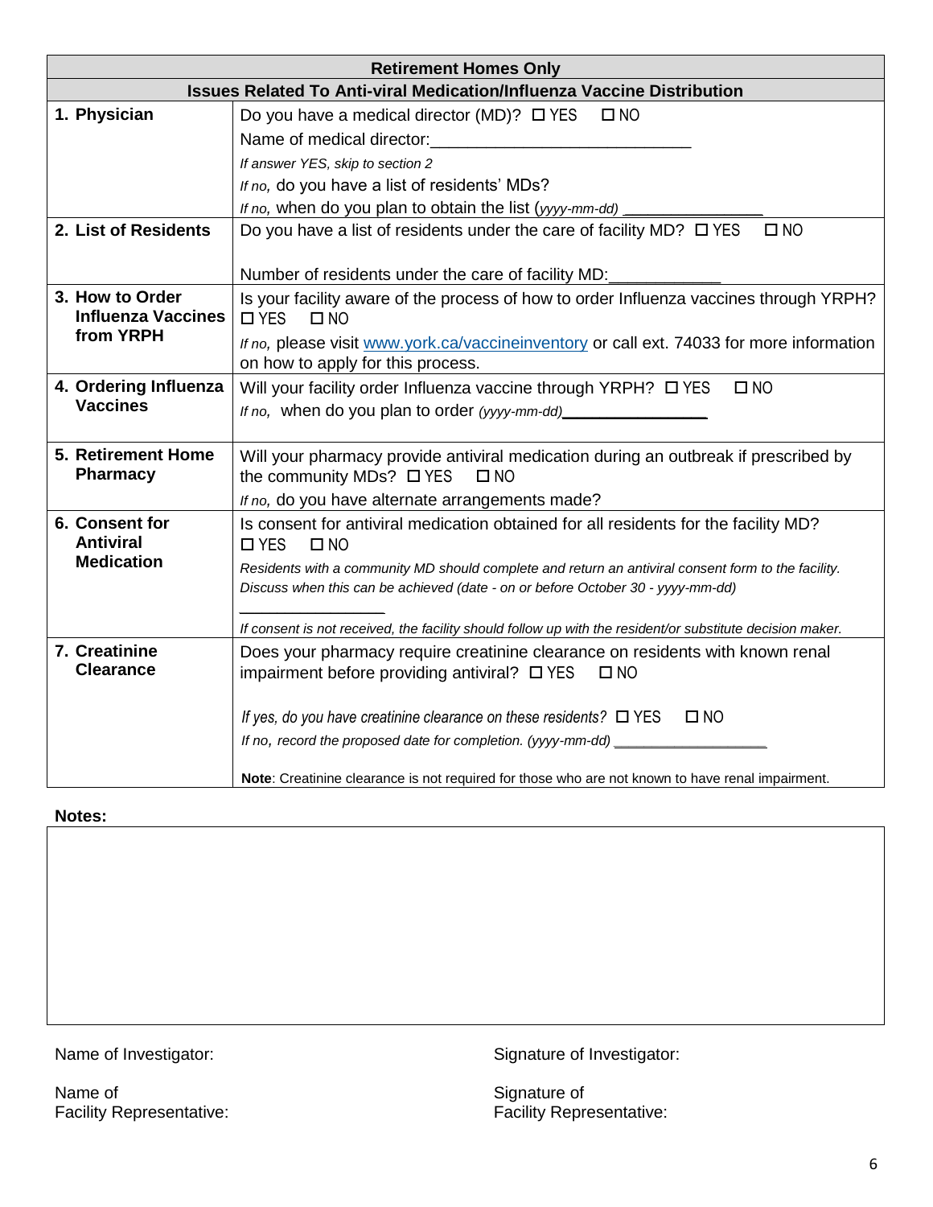| Retirement Homes Only | |
|---|---|
| **Issues Related To Anti-viral Medication/Influenza Vaccine Distribution** | |
| **1. Physician** | Do you have a medical director (MD)? ☐ YES ☐ NO<br>Name of medical director:____________________________<br>*If answer YES, skip to section 2*<br>*If no,* do you have a list of residents' MDs?<br>*If no,* when do you plan to obtain the list (*yyyy-mm-dd*) _______________ |
| **2. List of Residents** | Do you have a list of residents under the care of facility MD? ☐ YES ☐ NO<br><br>Number of residents under the care of facility MD:____________ |
| **3. How to Order Influenza Vaccines from YRPH** | Is your facility aware of the process of how to order Influenza vaccines through YRPH? ☐ YES ☐ NO<br>*If no,* please visit www.york.ca/vaccineinventory or call ext. 74033 for more information on how to apply for this process. |
| **4. Ordering Influenza Vaccines** | Will your facility order Influenza vaccine through YRPH? ☐ YES ☐ NO<br>*If no,* when do you plan to order *(yyyy-mm-dd)*________________ |
| **5. Retirement Home Pharmacy** | Will your pharmacy provide antiviral medication during an outbreak if prescribed by the community MDs? ☐ YES ☐ NO<br>*If no,* do you have alternate arrangements made? |
| **6. Consent for Antiviral Medication** | Is consent for antiviral medication obtained for all residents for the facility MD? ☐ YES ☐ NO<br>*Residents with a community MD should complete and return an antiviral consent form to the facility. Discuss when this can be achieved (date - on or before October 30 - yyyy-mm-dd)*<br>________________<br>*If consent is not received, the facility should follow up with the resident/or substitute decision maker.* |
| **7. Creatinine Clearance** | Does your pharmacy require creatinine clearance on residents with known renal impairment before providing antiviral? ☐ YES ☐ NO<br><br>*If yes, do you have creatinine clearance on these residents?* ☐ YES ☐ NO<br>*If no, record the proposed date for completion. (yyyy-mm-dd)* ___________________<br><br>**Note**: Creatinine clearance is not required for those who are not known to have renal impairment. |

**Notes:**

Name of Investigator:

Signature of Investigator:

Name of Facility Representative:

Signature of Facility Representative: